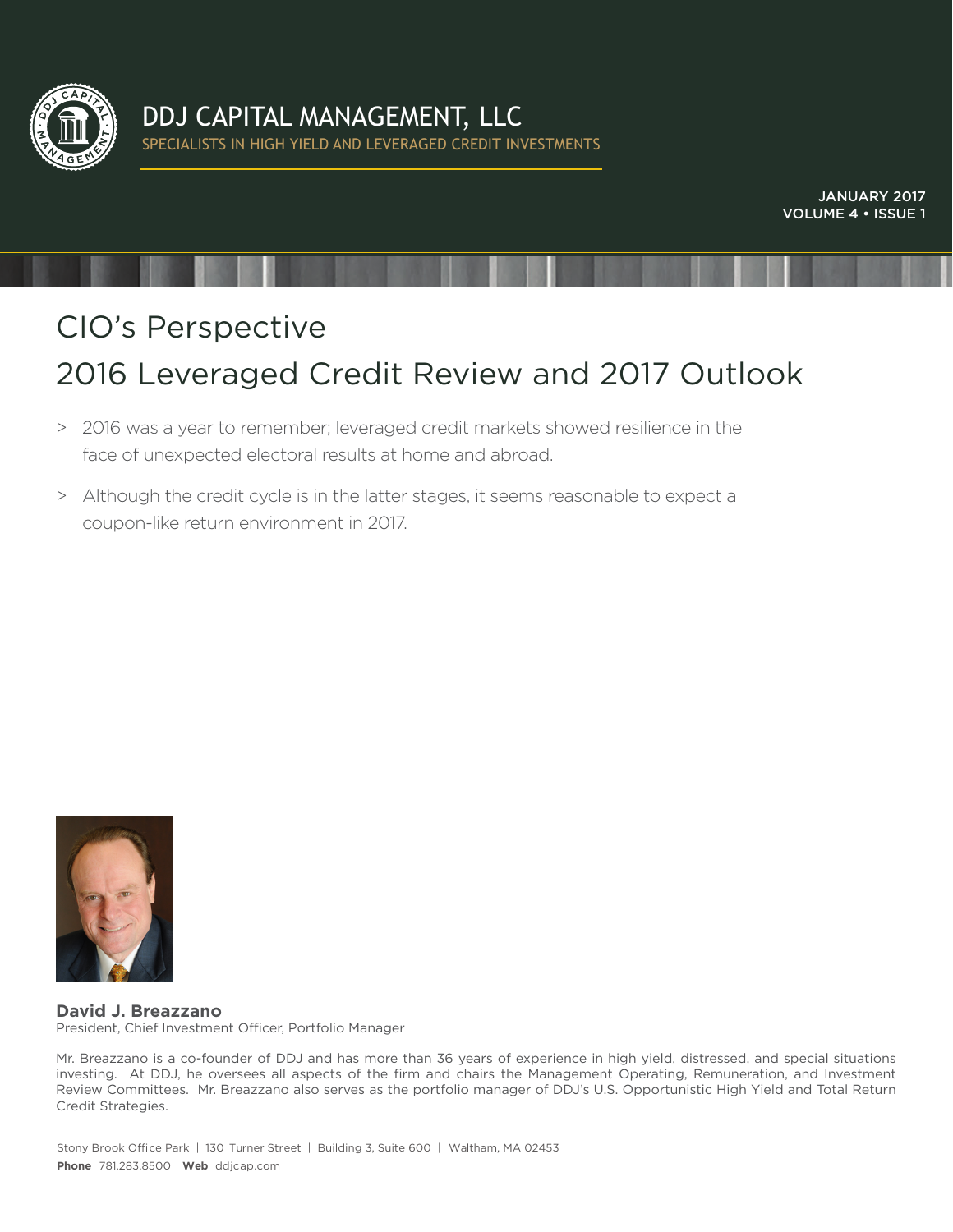# DDJ CAPITAL MANAGEMENT, LLC

SPECIALISTS IN HIGH YIELD AND LEVERAGED CREDIT INVESTMENTS

JANUARY 2017
VOLUME 4 • ISSUE 1

## CIO's Perspective

## 2016 Leveraged Credit Review and 2017 Outlook

> 2016 was a year to remember; leveraged credit markets showed resilience in the face of unexpected electoral results at home and abroad.

> Although the credit cycle is in the latter stages, it seems reasonable to expect a coupon-like return environment in 2017.

**David J. Breazzano**
President, Chief Investment Officer, Portfolio Manager

Mr. Breazzano is a co-founder of DDJ and has more than 36 years of experience in high yield, distressed, and special situations investing. At DDJ, he oversees all aspects of the firm and chairs the Management Operating, Remuneration, and Investment Review Committees. Mr. Breazzano also serves as the portfolio manager of DDJ's U.S. Opportunistic High Yield and Total Return Credit Strategies.

Stony Brook Office Park | 130 Turner Street | Building 3, Suite 600 | Waltham, MA 02453
**Phone** 781.283.8500 **Web** ddjcap.com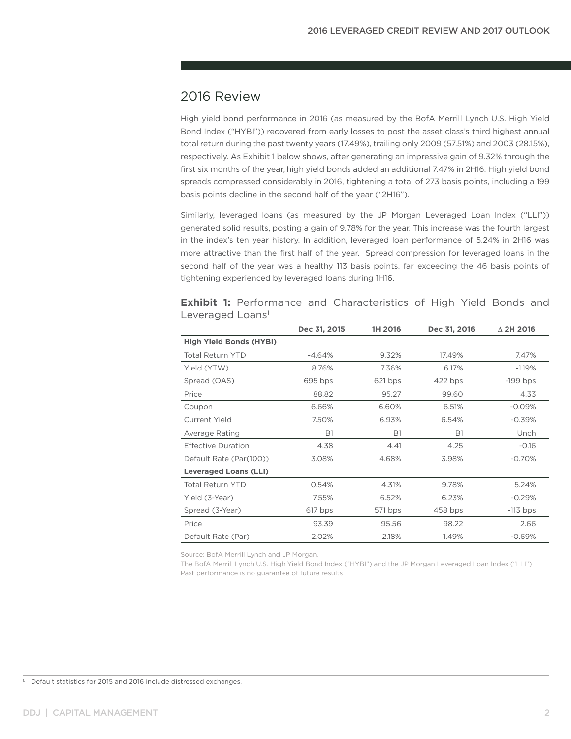## 2016 Review

High yield bond performance in 2016 (as measured by the BofA Merrill Lynch U.S. High Yield Bond Index ("HYBI")) recovered from early losses to post the asset class's third highest annual total return during the past twenty years (17.49%), trailing only 2009 (57.51%) and 2003 (28.15%), respectively. As Exhibit 1 below shows, after generating an impressive gain of 9.32% through the first six months of the year, high yield bonds added an additional 7.47% in 2H16. High yield bond spreads compressed considerably in 2016, tightening a total of 273 basis points, including a 199 basis points decline in the second half of the year ("2H16").

Similarly, leveraged loans (as measured by the JP Morgan Leveraged Loan Index ("LLI")) generated solid results, posting a gain of 9.78% for the year. This increase was the fourth largest in the index's ten year history. In addition, leveraged loan performance of 5.24% in 2H16 was more attractive than the first half of the year. Spread compression for leveraged loans in the second half of the year was a healthy 113 basis points, far exceeding the 46 basis points of tightening experienced by leveraged loans during 1H16.

**Exhibit 1:** Performance and Characteristics of High Yield Bonds and Leveraged Loans[1]

| | Dec 31, 2015 | 1H 2016 | Dec 31, 2016 | Δ 2H 2016 |
|---|---|---|---|---|
| **High Yield Bonds (HYBI)** | | | | |
| Total Return YTD | -4.64% | 9.32% | 17.49% | 7.47% |
| Yield (YTW) | 8.76% | 7.36% | 6.17% | -1.19% |
| Spread (OAS) | 695 bps | 621 bps | 422 bps | -199 bps |
| Price | 88.82 | 95.27 | 99.60 | 4.33 |
| Coupon | 6.66% | 6.60% | 6.51% | -0.09% |
| Current Yield | 7.50% | 6.93% | 6.54% | -0.39% |
| Average Rating | B1 | B1 | B1 | Unch |
| Effective Duration | 4.38 | 4.41 | 4.25 | -0.16 |
| Default Rate (Par(100)) | 3.08% | 4.68% | 3.98% | -0.70% |
| **Leveraged Loans (LLI)** | | | | |
| Total Return YTD | 0.54% | 4.31% | 9.78% | 5.24% |
| Yield (3-Year) | 7.55% | 6.52% | 6.23% | -0.29% |
| Spread (3-Year) | 617 bps | 571 bps | 458 bps | -113 bps |
| Price | 93.39 | 95.56 | 98.22 | 2.66 |
| Default Rate (Par) | 2.02% | 2.18% | 1.49% | -0.69% |

Source: BofA Merrill Lynch and JP Morgan.
The BofA Merrill Lynch U.S. High Yield Bond Index ("HYBI") and the JP Morgan Leveraged Loan Index ("LLI")
Past performance is no guarantee of future results

[1] Default statistics for 2015 and 2016 include distressed exchanges.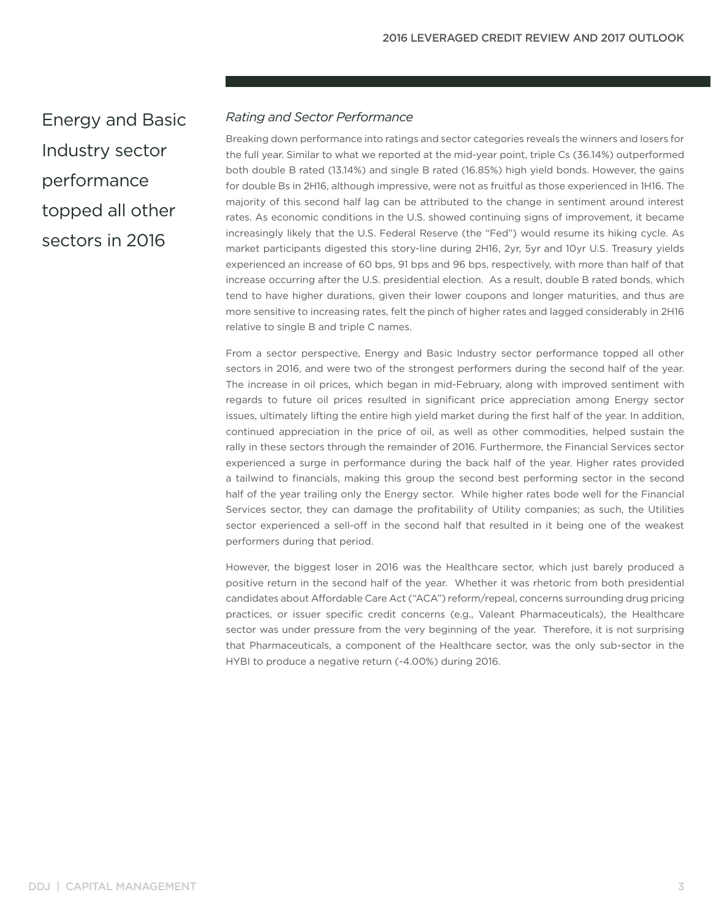Energy and Basic Industry sector performance topped all other sectors in 2016

### *Rating and Sector Performance*

Breaking down performance into ratings and sector categories reveals the winners and losers for the full year. Similar to what we reported at the mid-year point, triple Cs (36.14%) outperformed both double B rated (13.14%) and single B rated (16.85%) high yield bonds. However, the gains for double Bs in 2H16, although impressive, were not as fruitful as those experienced in 1H16. The majority of this second half lag can be attributed to the change in sentiment around interest rates. As economic conditions in the U.S. showed continuing signs of improvement, it became increasingly likely that the U.S. Federal Reserve (the "Fed") would resume its hiking cycle. As market participants digested this story-line during 2H16, 2yr, 5yr and 10yr U.S. Treasury yields experienced an increase of 60 bps, 91 bps and 96 bps, respectively, with more than half of that increase occurring after the U.S. presidential election. As a result, double B rated bonds, which tend to have higher durations, given their lower coupons and longer maturities, and thus are more sensitive to increasing rates, felt the pinch of higher rates and lagged considerably in 2H16 relative to single B and triple C names.

From a sector perspective, Energy and Basic Industry sector performance topped all other sectors in 2016, and were two of the strongest performers during the second half of the year. The increase in oil prices, which began in mid-February, along with improved sentiment with regards to future oil prices resulted in significant price appreciation among Energy sector issues, ultimately lifting the entire high yield market during the first half of the year. In addition, continued appreciation in the price of oil, as well as other commodities, helped sustain the rally in these sectors through the remainder of 2016. Furthermore, the Financial Services sector experienced a surge in performance during the back half of the year. Higher rates provided a tailwind to financials, making this group the second best performing sector in the second half of the year trailing only the Energy sector. While higher rates bode well for the Financial Services sector, they can damage the profitability of Utility companies; as such, the Utilities sector experienced a sell-off in the second half that resulted in it being one of the weakest performers during that period.

However, the biggest loser in 2016 was the Healthcare sector, which just barely produced a positive return in the second half of the year. Whether it was rhetoric from both presidential candidates about Affordable Care Act ("ACA") reform/repeal, concerns surrounding drug pricing practices, or issuer specific credit concerns (e.g., Valeant Pharmaceuticals), the Healthcare sector was under pressure from the very beginning of the year. Therefore, it is not surprising that Pharmaceuticals, a component of the Healthcare sector, was the only sub-sector in the HYBI to produce a negative return (-4.00%) during 2016.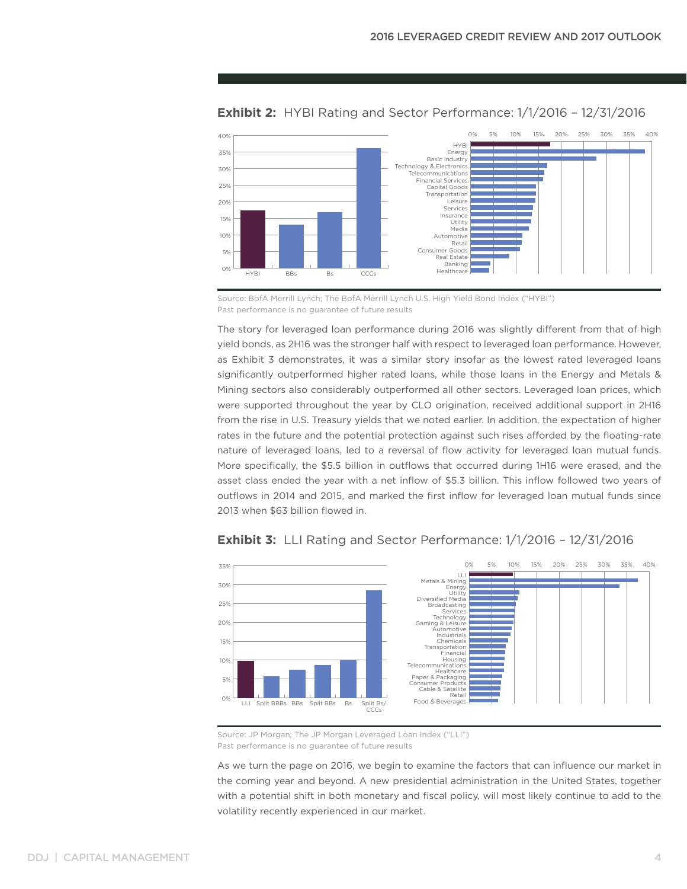**Exhibit 2:** HYBI Rating and Sector Performance: 1/1/2016 – 12/31/2016

Source: BofA Merrill Lynch; The BofA Merrill Lynch U.S. High Yield Bond Index ("HYBI")
Past performance is no guarantee of future results

The story for leveraged loan performance during 2016 was slightly different from that of high yield bonds, as 2H16 was the stronger half with respect to leveraged loan performance. However, as Exhibit 3 demonstrates, it was a similar story insofar as the lowest rated leveraged loans significantly outperformed higher rated loans, while those loans in the Energy and Metals & Mining sectors also considerably outperformed all other sectors. Leveraged loan prices, which were supported throughout the year by CLO origination, received additional support in 2H16 from the rise in U.S. Treasury yields that we noted earlier. In addition, the expectation of higher rates in the future and the potential protection against such rises afforded by the floating-rate nature of leveraged loans, led to a reversal of flow activity for leveraged loan mutual funds. More specifically, the $5.5 billion in outflows that occurred during 1H16 were erased, and the asset class ended the year with a net inflow of $5.3 billion. This inflow followed two years of outflows in 2014 and 2015, and marked the first inflow for leveraged loan mutual funds since 2013 when $63 billion flowed in.

**Exhibit 3:** LLI Rating and Sector Performance: 1/1/2016 – 12/31/2016

Source: JP Morgan; The JP Morgan Leveraged Loan Index ("LLI")
Past performance is no guarantee of future results

As we turn the page on 2016, we begin to examine the factors that can influence our market in the coming year and beyond. A new presidential administration in the United States, together with a potential shift in both monetary and fiscal policy, will most likely continue to add to the volatility recently experienced in our market.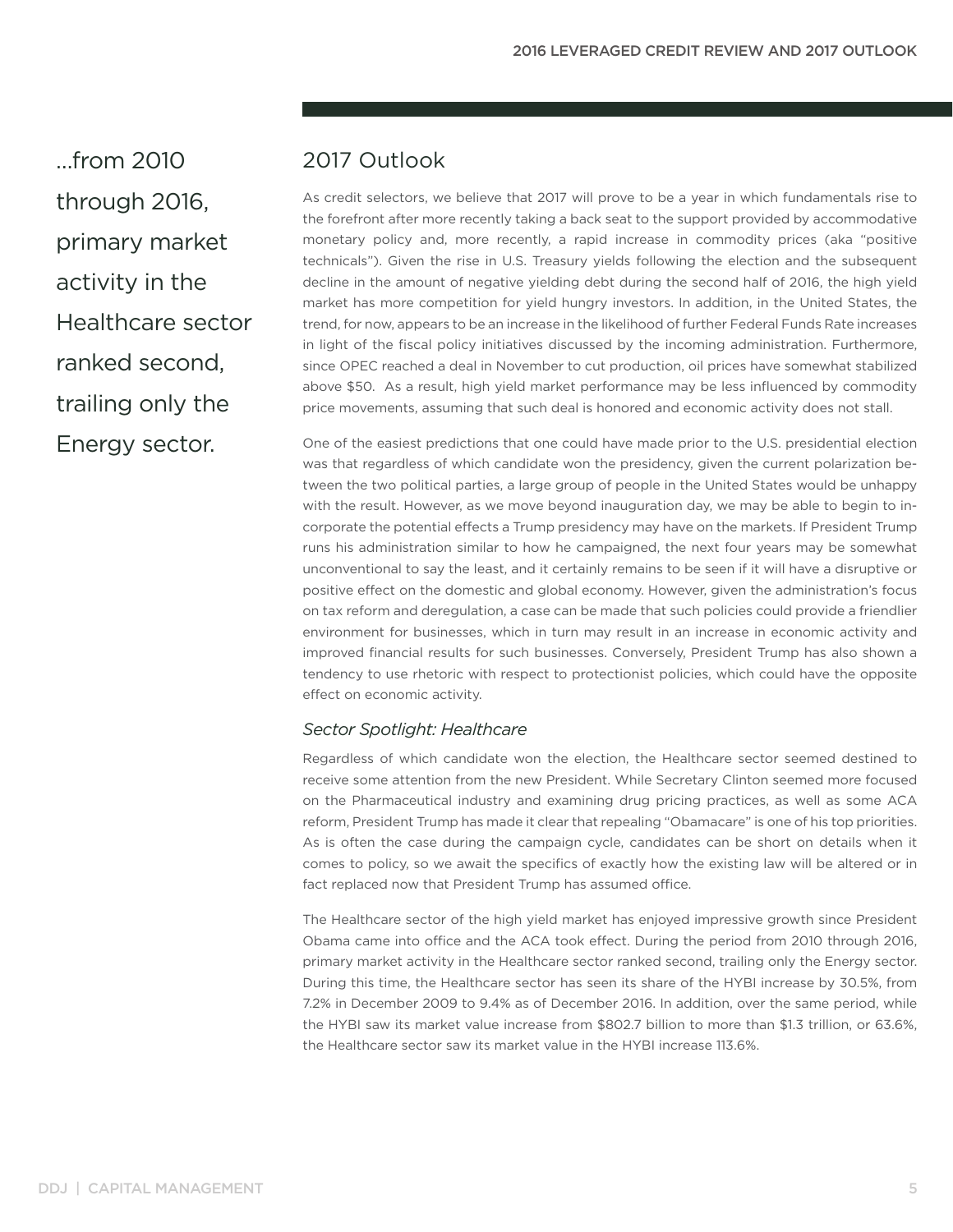...from 2010 through 2016, primary market activity in the Healthcare sector ranked second, trailing only the Energy sector.

## 2017 Outlook

As credit selectors, we believe that 2017 will prove to be a year in which fundamentals rise to the forefront after more recently taking a back seat to the support provided by accommodative monetary policy and, more recently, a rapid increase in commodity prices (aka "positive technicals"). Given the rise in U.S. Treasury yields following the election and the subsequent decline in the amount of negative yielding debt during the second half of 2016, the high yield market has more competition for yield hungry investors. In addition, in the United States, the trend, for now, appears to be an increase in the likelihood of further Federal Funds Rate increases in light of the fiscal policy initiatives discussed by the incoming administration. Furthermore, since OPEC reached a deal in November to cut production, oil prices have somewhat stabilized above $50. As a result, high yield market performance may be less influenced by commodity price movements, assuming that such deal is honored and economic activity does not stall.

One of the easiest predictions that one could have made prior to the U.S. presidential election was that regardless of which candidate won the presidency, given the current polarization between the two political parties, a large group of people in the United States would be unhappy with the result. However, as we move beyond inauguration day, we may be able to begin to incorporate the potential effects a Trump presidency may have on the markets. If President Trump runs his administration similar to how he campaigned, the next four years may be somewhat unconventional to say the least, and it certainly remains to be seen if it will have a disruptive or positive effect on the domestic and global economy. However, given the administration's focus on tax reform and deregulation, a case can be made that such policies could provide a friendlier environment for businesses, which in turn may result in an increase in economic activity and improved financial results for such businesses. Conversely, President Trump has also shown a tendency to use rhetoric with respect to protectionist policies, which could have the opposite effect on economic activity.

### *Sector Spotlight: Healthcare*

Regardless of which candidate won the election, the Healthcare sector seemed destined to receive some attention from the new President. While Secretary Clinton seemed more focused on the Pharmaceutical industry and examining drug pricing practices, as well as some ACA reform, President Trump has made it clear that repealing "Obamacare" is one of his top priorities. As is often the case during the campaign cycle, candidates can be short on details when it comes to policy, so we await the specifics of exactly how the existing law will be altered or in fact replaced now that President Trump has assumed office.

The Healthcare sector of the high yield market has enjoyed impressive growth since President Obama came into office and the ACA took effect. During the period from 2010 through 2016, primary market activity in the Healthcare sector ranked second, trailing only the Energy sector. During this time, the Healthcare sector has seen its share of the HYBI increase by 30.5%, from 7.2% in December 2009 to 9.4% as of December 2016. In addition, over the same period, while the HYBI saw its market value increase from $802.7 billion to more than $1.3 trillion, or 63.6%, the Healthcare sector saw its market value in the HYBI increase 113.6%.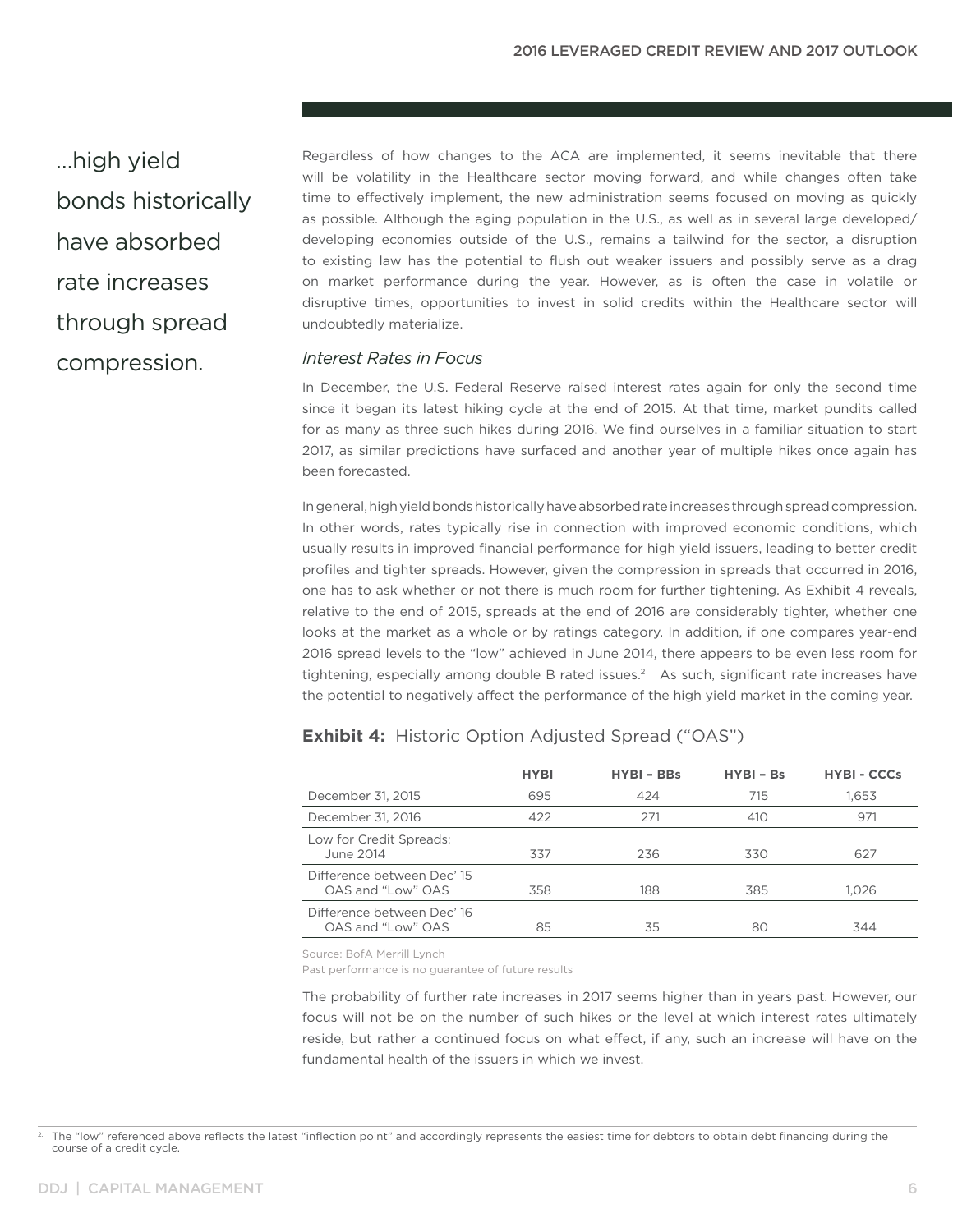...high yield bonds historically have absorbed rate increases through spread compression.

Regardless of how changes to the ACA are implemented, it seems inevitable that there will be volatility in the Healthcare sector moving forward, and while changes often take time to effectively implement, the new administration seems focused on moving as quickly as possible. Although the aging population in the U.S., as well as in several large developed/developing economies outside of the U.S., remains a tailwind for the sector, a disruption to existing law has the potential to flush out weaker issuers and possibly serve as a drag on market performance during the year. However, as is often the case in volatile or disruptive times, opportunities to invest in solid credits within the Healthcare sector will undoubtedly materialize.

### *Interest Rates in Focus*

In December, the U.S. Federal Reserve raised interest rates again for only the second time since it began its latest hiking cycle at the end of 2015. At that time, market pundits called for as many as three such hikes during 2016. We find ourselves in a familiar situation to start 2017, as similar predictions have surfaced and another year of multiple hikes once again has been forecasted.

In general, high yield bonds historically have absorbed rate increases through spread compression. In other words, rates typically rise in connection with improved economic conditions, which usually results in improved financial performance for high yield issuers, leading to better credit profiles and tighter spreads. However, given the compression in spreads that occurred in 2016, one has to ask whether or not there is much room for further tightening. As Exhibit 4 reveals, relative to the end of 2015, spreads at the end of 2016 are considerably tighter, whether one looks at the market as a whole or by ratings category. In addition, if one compares year-end 2016 spread levels to the "low" achieved in June 2014, there appears to be even less room for tightening, especially among double B rated issues.[2] As such, significant rate increases have the potential to negatively affect the performance of the high yield market in the coming year.

**Exhibit 4:** Historic Option Adjusted Spread ("OAS")

| | HYBI | HYBI – BBs | HYBI – Bs | HYBI - CCCs |
|---|---|---|---|---|
| December 31, 2015 | 695 | 424 | 715 | 1,653 |
| December 31, 2016 | 422 | 271 | 410 | 971 |
| Low for Credit Spreads: June 2014 | 337 | 236 | 330 | 627 |
| Difference between Dec' 15 OAS and "Low" OAS | 358 | 188 | 385 | 1,026 |
| Difference between Dec' 16 OAS and "Low" OAS | 85 | 35 | 80 | 344 |

Source: BofA Merrill Lynch

Past performance is no guarantee of future results

The probability of further rate increases in 2017 seems higher than in years past. However, our focus will not be on the number of such hikes or the level at which interest rates ultimately reside, but rather a continued focus on what effect, if any, such an increase will have on the fundamental health of the issuers in which we invest.

[2] The "low" referenced above reflects the latest "inflection point" and accordingly represents the easiest time for debtors to obtain debt financing during the course of a credit cycle.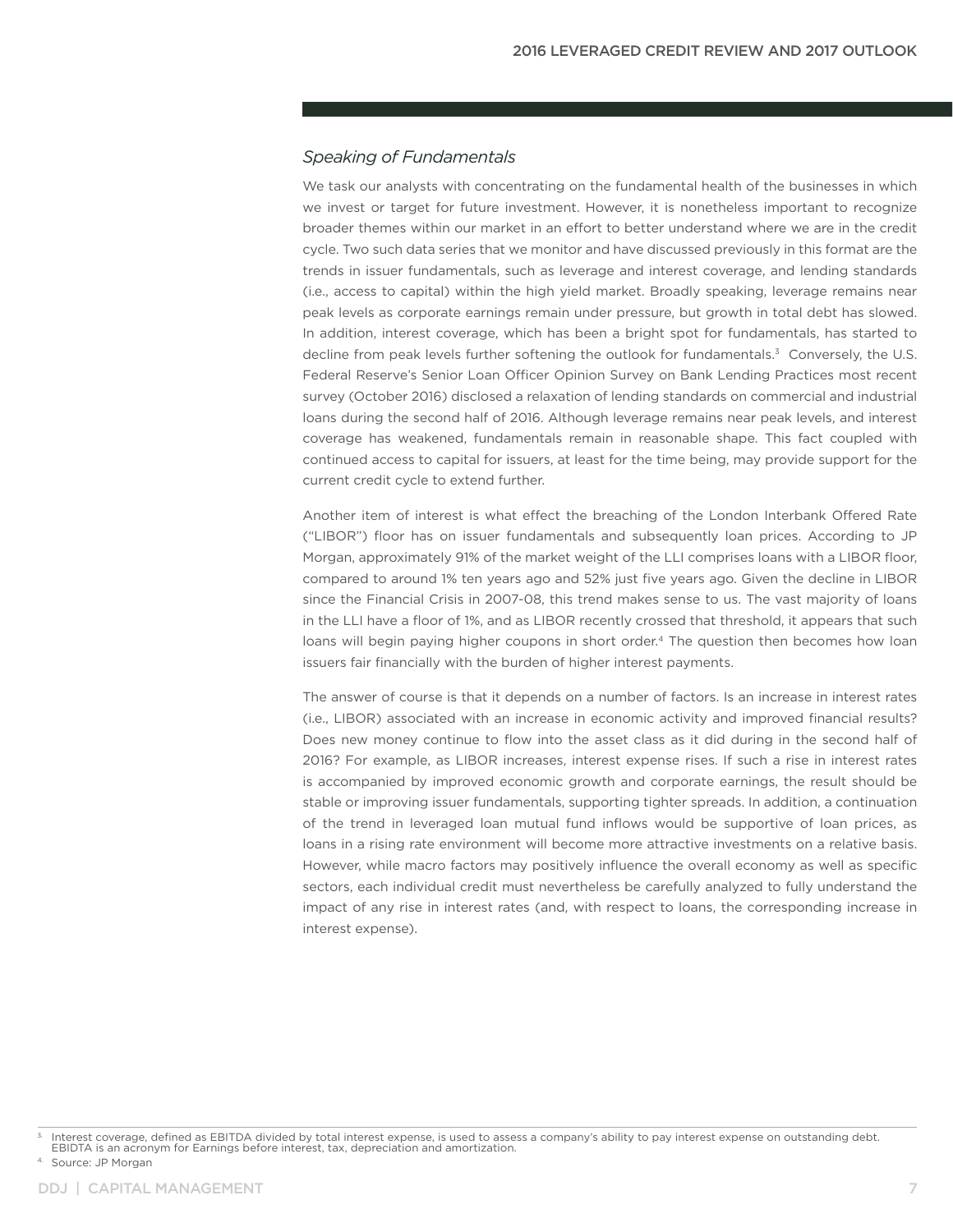### *Speaking of Fundamentals*

We task our analysts with concentrating on the fundamental health of the businesses in which we invest or target for future investment. However, it is nonetheless important to recognize broader themes within our market in an effort to better understand where we are in the credit cycle. Two such data series that we monitor and have discussed previously in this format are the trends in issuer fundamentals, such as leverage and interest coverage, and lending standards (i.e., access to capital) within the high yield market. Broadly speaking, leverage remains near peak levels as corporate earnings remain under pressure, but growth in total debt has slowed. In addition, interest coverage, which has been a bright spot for fundamentals, has started to decline from peak levels further softening the outlook for fundamentals.[3] Conversely, the U.S. Federal Reserve's Senior Loan Officer Opinion Survey on Bank Lending Practices most recent survey (October 2016) disclosed a relaxation of lending standards on commercial and industrial loans during the second half of 2016. Although leverage remains near peak levels, and interest coverage has weakened, fundamentals remain in reasonable shape. This fact coupled with continued access to capital for issuers, at least for the time being, may provide support for the current credit cycle to extend further.

Another item of interest is what effect the breaching of the London Interbank Offered Rate ("LIBOR") floor has on issuer fundamentals and subsequently loan prices. According to JP Morgan, approximately 91% of the market weight of the LLI comprises loans with a LIBOR floor, compared to around 1% ten years ago and 52% just five years ago. Given the decline in LIBOR since the Financial Crisis in 2007-08, this trend makes sense to us. The vast majority of loans in the LLI have a floor of 1%, and as LIBOR recently crossed that threshold, it appears that such loans will begin paying higher coupons in short order.[4] The question then becomes how loan issuers fair financially with the burden of higher interest payments.

The answer of course is that it depends on a number of factors. Is an increase in interest rates (i.e., LIBOR) associated with an increase in economic activity and improved financial results? Does new money continue to flow into the asset class as it did during in the second half of 2016? For example, as LIBOR increases, interest expense rises. If such a rise in interest rates is accompanied by improved economic growth and corporate earnings, the result should be stable or improving issuer fundamentals, supporting tighter spreads. In addition, a continuation of the trend in leveraged loan mutual fund inflows would be supportive of loan prices, as loans in a rising rate environment will become more attractive investments on a relative basis. However, while macro factors may positively influence the overall economy as well as specific sectors, each individual credit must nevertheless be carefully analyzed to fully understand the impact of any rise in interest rates (and, with respect to loans, the corresponding increase in interest expense).

---

[3] Interest coverage, defined as EBITDA divided by total interest expense, is used to assess a company's ability to pay interest expense on outstanding debt. EBIDTA is an acronym for Earnings before interest, tax, depreciation and amortization.

[4] Source: JP Morgan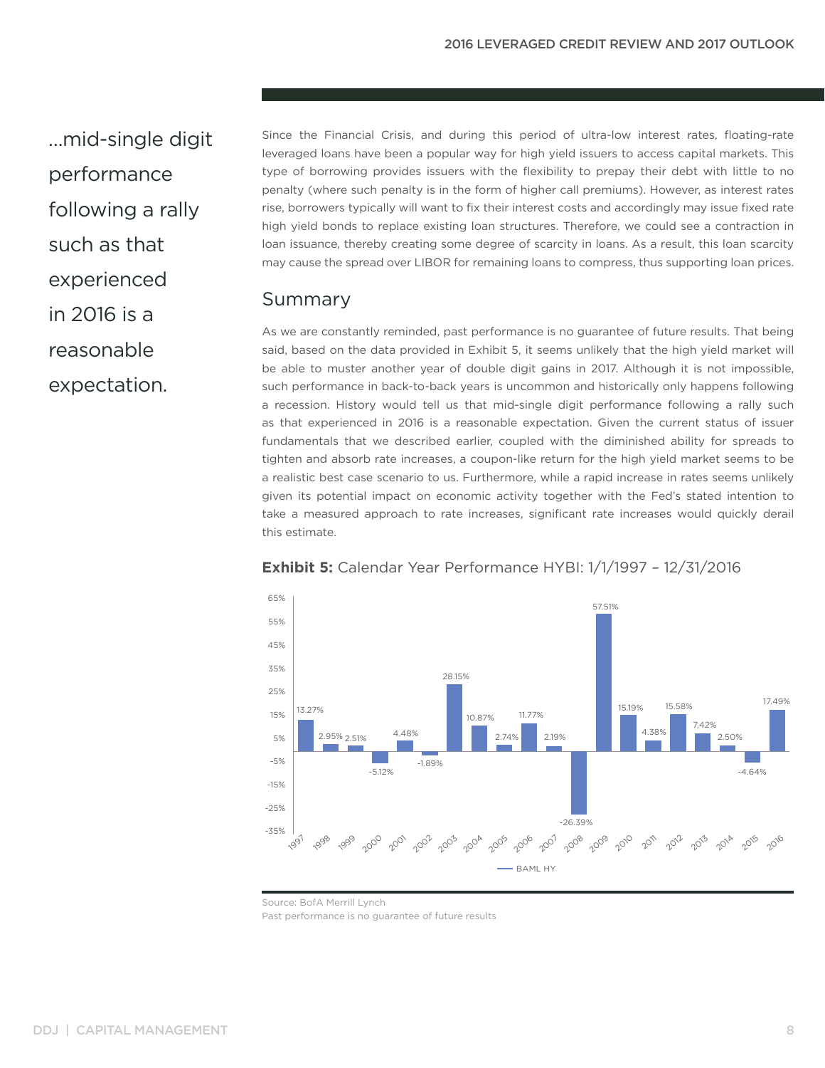...mid-single digit performance following a rally such as that experienced in 2016 is a reasonable expectation.

Since the Financial Crisis, and during this period of ultra-low interest rates, floating-rate leveraged loans have been a popular way for high yield issuers to access capital markets. This type of borrowing provides issuers with the flexibility to prepay their debt with little to no penalty (where such penalty is in the form of higher call premiums). However, as interest rates rise, borrowers typically will want to fix their interest costs and accordingly may issue fixed rate high yield bonds to replace existing loan structures. Therefore, we could see a contraction in loan issuance, thereby creating some degree of scarcity in loans. As a result, this loan scarcity may cause the spread over LIBOR for remaining loans to compress, thus supporting loan prices.

## Summary

As we are constantly reminded, past performance is no guarantee of future results. That being said, based on the data provided in Exhibit 5, it seems unlikely that the high yield market will be able to muster another year of double digit gains in 2017. Although it is not impossible, such performance in back-to-back years is uncommon and historically only happens following a recession. History would tell us that mid-single digit performance following a rally such as that experienced in 2016 is a reasonable expectation. Given the current status of issuer fundamentals that we described earlier, coupled with the diminished ability for spreads to tighten and absorb rate increases, a coupon-like return for the high yield market seems to be a realistic best case scenario to us. Furthermore, while a rapid increase in rates seems unlikely given its potential impact on economic activity together with the Fed's stated intention to take a measured approach to rate increases, significant rate increases would quickly derail this estimate.

**Exhibit 5:** Calendar Year Performance HYBI: 1/1/1997 – 12/31/2016

| Year | BAML HY |
|---|---|
| 1997 | 13.27% |
| 1998 | 2.95% |
| 1999 | 2.51% |
| 2000 | -5.12% |
| 2001 | 4.48% |
| 2002 | -1.89% |
| 2003 | 28.15% |
| 2004 | 10.87% |
| 2005 | 2.74% |
| 2006 | 11.77% |
| 2007 | 2.19% |
| 2008 | -26.39% |
| 2009 | 57.51% |
| 2010 | 15.19% |
| 2011 | 4.38% |
| 2012 | 15.58% |
| 2013 | 7.42% |
| 2014 | 2.50% |
| 2015 | -4.64% |
| 2016 | 17.49% |

Source: BofA Merrill Lynch

Past performance is no guarantee of future results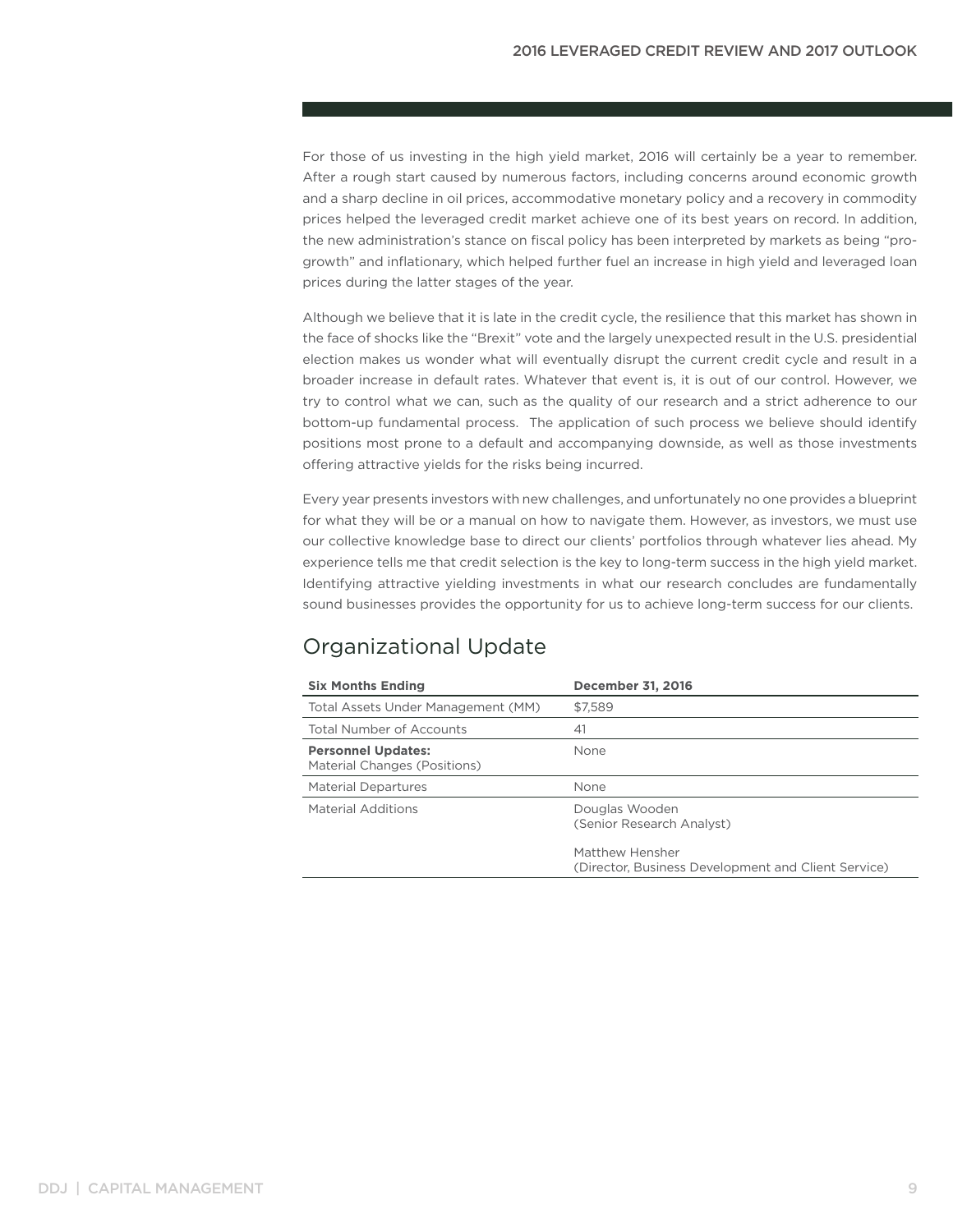For those of us investing in the high yield market, 2016 will certainly be a year to remember. After a rough start caused by numerous factors, including concerns around economic growth and a sharp decline in oil prices, accommodative monetary policy and a recovery in commodity prices helped the leveraged credit market achieve one of its best years on record. In addition, the new administration's stance on fiscal policy has been interpreted by markets as being "pro-growth" and inflationary, which helped further fuel an increase in high yield and leveraged loan prices during the latter stages of the year.

Although we believe that it is late in the credit cycle, the resilience that this market has shown in the face of shocks like the "Brexit" vote and the largely unexpected result in the U.S. presidential election makes us wonder what will eventually disrupt the current credit cycle and result in a broader increase in default rates. Whatever that event is, it is out of our control. However, we try to control what we can, such as the quality of our research and a strict adherence to our bottom-up fundamental process. The application of such process we believe should identify positions most prone to a default and accompanying downside, as well as those investments offering attractive yields for the risks being incurred.

Every year presents investors with new challenges, and unfortunately no one provides a blueprint for what they will be or a manual on how to navigate them. However, as investors, we must use our collective knowledge base to direct our clients' portfolios through whatever lies ahead. My experience tells me that credit selection is the key to long-term success in the high yield market. Identifying attractive yielding investments in what our research concludes are fundamentally sound businesses provides the opportunity for us to achieve long-term success for our clients.

## Organizational Update

| **Six Months Ending** | **December 31, 2016** |
|---|---|
| Total Assets Under Management (MM) | $7,589 |
| Total Number of Accounts | 41 |
| **Personnel Updates:** Material Changes (Positions) | None |
| Material Departures | None |
| Material Additions | Douglas Wooden (Senior Research Analyst)<br><br>Matthew Hensher (Director, Business Development and Client Service) |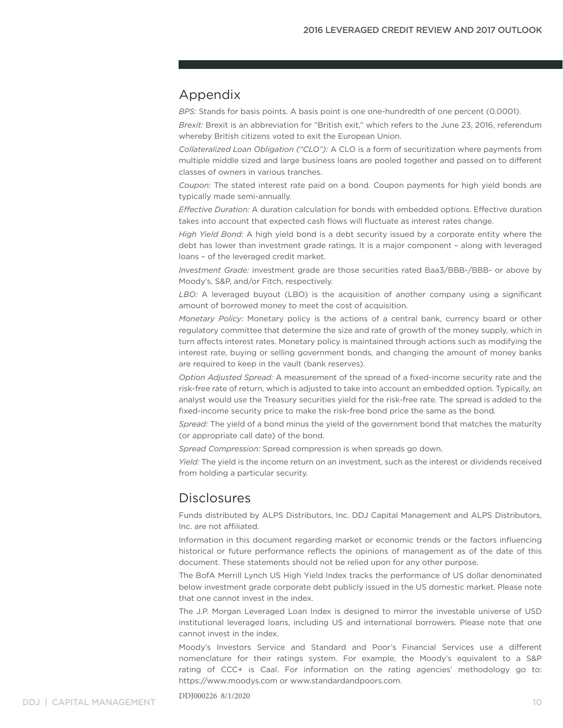## Appendix

*BPS:* Stands for basis points. A basis point is one one-hundredth of one percent (0.0001).

*Brexit:* Brexit is an abbreviation for "British exit," which refers to the June 23, 2016, referendum whereby British citizens voted to exit the European Union.

*Collateralized Loan Obligation ("CLO"):* A CLO is a form of securitization where payments from multiple middle sized and large business loans are pooled together and passed on to different classes of owners in various tranches.

*Coupon:* The stated interest rate paid on a bond. Coupon payments for high yield bonds are typically made semi-annually.

*Effective Duration:* A duration calculation for bonds with embedded options. Effective duration takes into account that expected cash flows will fluctuate as interest rates change.

*High Yield Bond:* A high yield bond is a debt security issued by a corporate entity where the debt has lower than investment grade ratings. It is a major component – along with leveraged loans – of the leveraged credit market.

*Investment Grade:* investment grade are those securities rated Baa3/BBB-/BBB- or above by Moody's, S&P, and/or Fitch, respectively.

*LBO:* A leveraged buyout (LBO) is the acquisition of another company using a significant amount of borrowed money to meet the cost of acquisition.

*Monetary Policy:* Monetary policy is the actions of a central bank, currency board or other regulatory committee that determine the size and rate of growth of the money supply, which in turn affects interest rates. Monetary policy is maintained through actions such as modifying the interest rate, buying or selling government bonds, and changing the amount of money banks are required to keep in the vault (bank reserves).

*Option Adjusted Spread:* A measurement of the spread of a fixed-income security rate and the risk-free rate of return, which is adjusted to take into account an embedded option. Typically, an analyst would use the Treasury securities yield for the risk-free rate. The spread is added to the fixed-income security price to make the risk-free bond price the same as the bond.

*Spread:* The yield of a bond minus the yield of the government bond that matches the maturity (or appropriate call date) of the bond.

*Spread Compression:* Spread compression is when spreads go down.

*Yield:* The yield is the income return on an investment, such as the interest or dividends received from holding a particular security.

## Disclosures

Funds distributed by ALPS Distributors, Inc. DDJ Capital Management and ALPS Distributors, Inc. are not affiliated.

Information in this document regarding market or economic trends or the factors influencing historical or future performance reflects the opinions of management as of the date of this document. These statements should not be relied upon for any other purpose.

The BofA Merrill Lynch US High Yield Index tracks the performance of US dollar denominated below investment grade corporate debt publicly issued in the US domestic market. Please note that one cannot invest in the index.

The J.P. Morgan Leveraged Loan Index is designed to mirror the investable universe of USD institutional leveraged loans, including US and international borrowers. Please note that one cannot invest in the index.

Moody's Investors Service and Standard and Poor's Financial Services use a different nomenclature for their ratings system. For example, the Moody's equivalent to a S&P rating of CCC+ is Caa1. For information on the rating agencies' methodology go to: https://www.moodys.com or www.standardandpoors.com.

DDJ000226 8/1/2020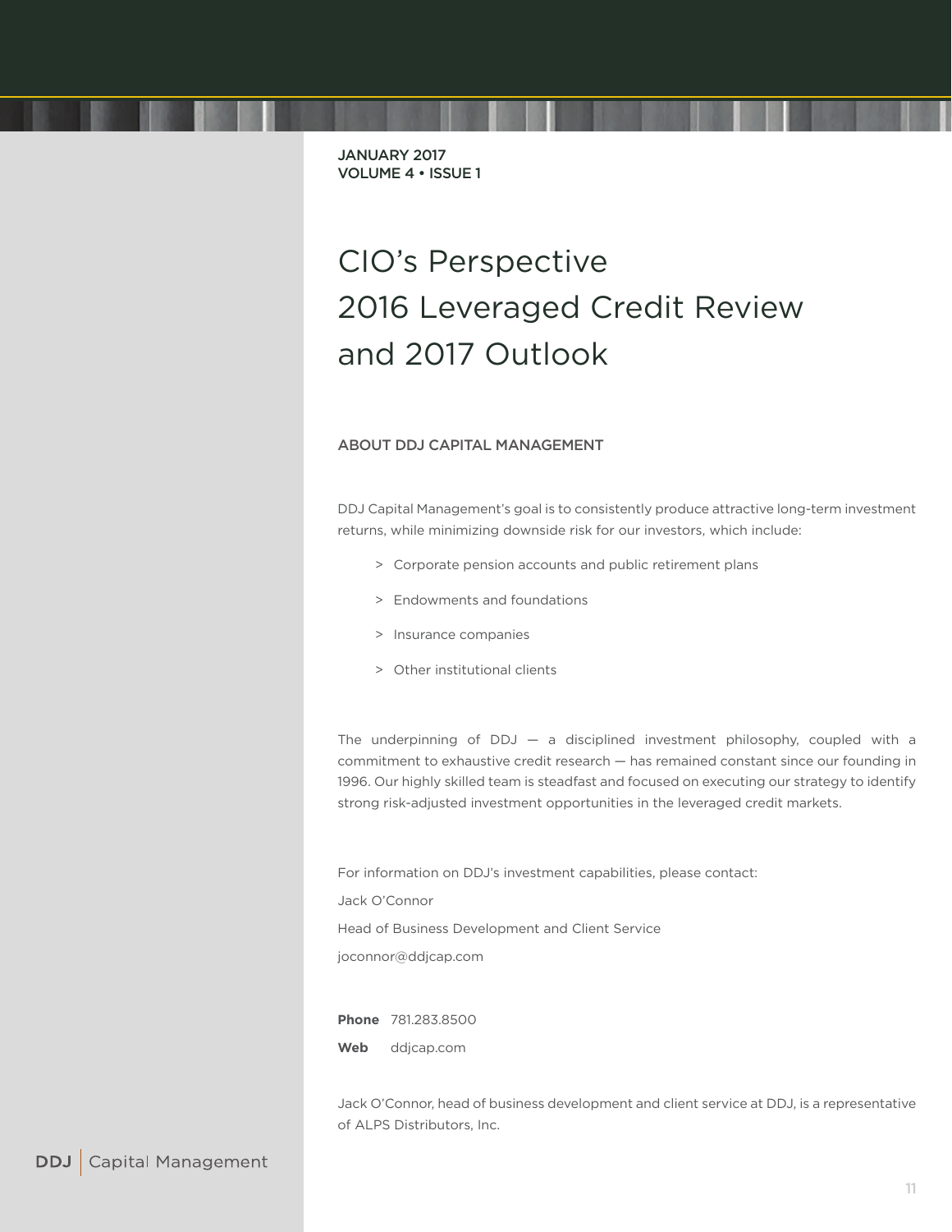JANUARY 2017
VOLUME 4 • ISSUE 1

# CIO's Perspective 2016 Leveraged Credit Review and 2017 Outlook

## ABOUT DDJ CAPITAL MANAGEMENT

DDJ Capital Management's goal is to consistently produce attractive long-term investment returns, while minimizing downside risk for our investors, which include:

- Corporate pension accounts and public retirement plans
- Endowments and foundations
- Insurance companies
- Other institutional clients

The underpinning of DDJ — a disciplined investment philosophy, coupled with a commitment to exhaustive credit research — has remained constant since our founding in 1996. Our highly skilled team is steadfast and focused on executing our strategy to identify strong risk-adjusted investment opportunities in the leveraged credit markets.

For information on DDJ's investment capabilities, please contact:

Jack O'Connor

Head of Business Development and Client Service

joconnor@ddjcap.com

**Phone** 781.283.8500

**Web** ddjcap.com

Jack O'Connor, head of business development and client service at DDJ, is a representative of ALPS Distributors, Inc.

DDJ | Capital Management